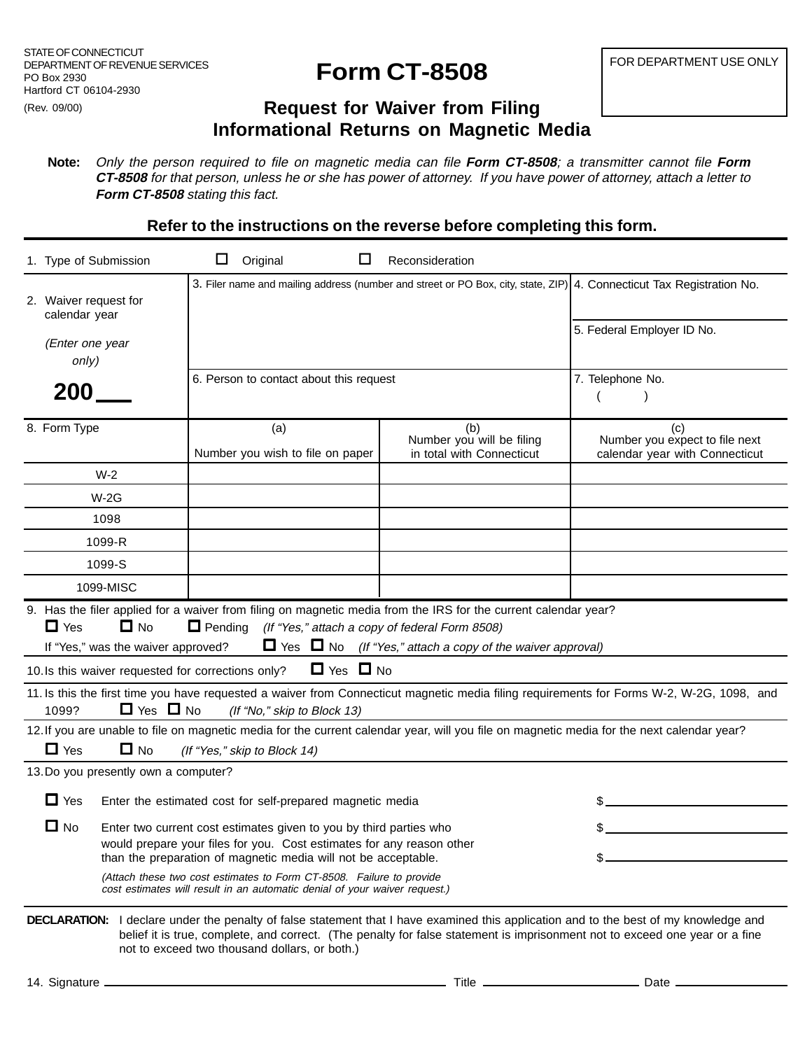STATE OF CONNECTICUT
DEPARTMENT OF REVENUE SERVICES
PO Box 2930
Hartford CT 06104-2930

(Rev. 09/00)

# Form CT-8508

## Request for Waiver from Filing Informational Returns on Magnetic Media

FOR DEPARTMENT USE ONLY

**Note:** *Only the person required to file on magnetic media can file **Form CT-8508**; a transmitter cannot file **Form CT-8508** for that person, unless he or she has power of attorney. If you have power of attorney, attach a letter to **Form CT-8508** stating this fact.*

**Refer to the instructions on the reverse before completing this form.**

1. Type of Submission ☐ Original ☐ Reconsideration

| 2. Waiver request for calendar year *(Enter one year only)* **200___** | 3. Filer name and mailing address (number and street or PO Box, city, state, ZIP) | 4. Connecticut Tax Registration No. |
|---|---|---|
| | | 5. Federal Employer ID No. |
| | 6. Person to contact about this request | 7. Telephone No. ( ) |

| 8. Form Type | (a) Number you wish to file on paper | (b) Number you will be filing in total with Connecticut | (c) Number you expect to file next calendar year with Connecticut |
|---|---|---|---|
| W-2 | | | |
| W-2G | | | |
| 1098 | | | |
| 1099-R | | | |
| 1099-S | | | |
| 1099-MISC | | | |

9. Has the filer applied for a waiver from filing on magnetic media from the IRS for the current calendar year?
☐ Yes ☐ No ☐ Pending *(If "Yes," attach a copy of federal Form 8508)*
If "Yes," was the waiver approved? ☐ Yes ☐ No *(If "Yes," attach a copy of the waiver approval)*

10. Is this waiver requested for corrections only? ☐ Yes ☐ No

11. Is this the first time you have requested a waiver from Connecticut magnetic media filing requirements for Forms W-2, W-2G, 1098, and 1099? ☐ Yes ☐ No *(If "No," skip to Block 13)*

12. If you are unable to file on magnetic media for the current calendar year, will you file on magnetic media for the next calendar year?
☐ Yes ☐ No *(If "Yes," skip to Block 14)*

13. Do you presently own a computer?

☐ Yes Enter the estimated cost for self-prepared magnetic media $__________

☐ No Enter two current cost estimates given to you by third parties who would prepare your files for you. Cost estimates for any reason other than the preparation of magnetic media will not be acceptable. $__________ $__________

*(Attach these two cost estimates to Form CT-8508. Failure to provide cost estimates will result in an automatic denial of your waiver request.)*

**DECLARATION:** I declare under the penalty of false statement that I have examined this application and to the best of my knowledge and belief it is true, complete, and correct. (The penalty for false statement is imprisonment not to exceed one year or a fine not to exceed two thousand dollars, or both.)

14. Signature ______________________ Title ______________ Date ____________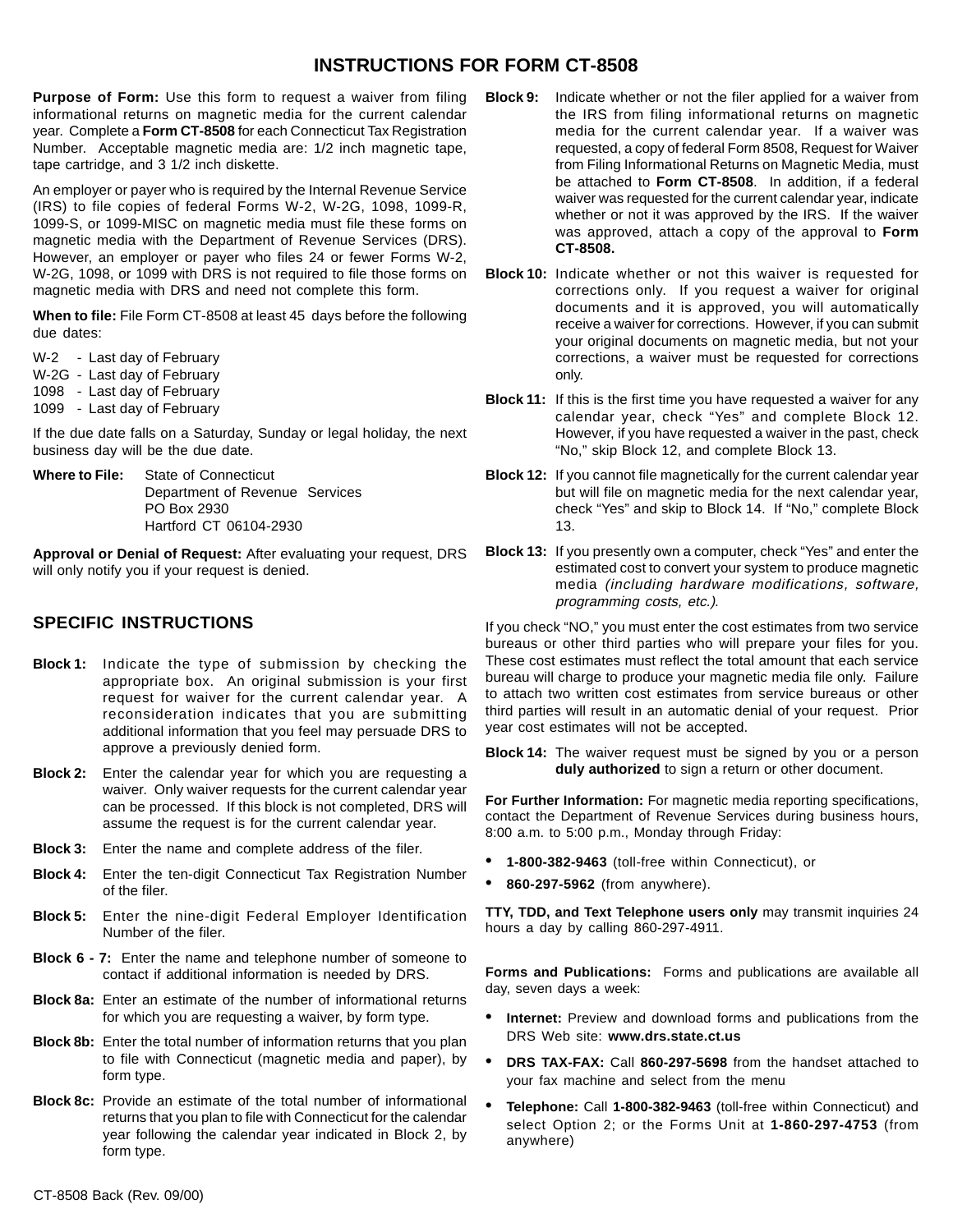# INSTRUCTIONS FOR FORM CT-8508

**Purpose of Form:** Use this form to request a waiver from filing informational returns on magnetic media for the current calendar year. Complete a **Form CT-8508** for each Connecticut Tax Registration Number. Acceptable magnetic media are: 1/2 inch magnetic tape, tape cartridge, and 3 1/2 inch diskette.

An employer or payer who is required by the Internal Revenue Service (IRS) to file copies of federal Forms W-2, W-2G, 1098, 1099-R, 1099-S, or 1099-MISC on magnetic media must file these forms on magnetic media with the Department of Revenue Services (DRS). However, an employer or payer who files 24 or fewer Forms W-2, W-2G, 1098, or 1099 with DRS is not required to file those forms on magnetic media with DRS and need not complete this form.

**When to file:** File Form CT-8508 at least 45 days before the following due dates:

W-2 - Last day of February
W-2G - Last day of February
1098 - Last day of February
1099 - Last day of February

If the due date falls on a Saturday, Sunday or legal holiday, the next business day will be the due date.

**Where to File:** State of Connecticut
Department of Revenue Services
PO Box 2930
Hartford CT 06104-2930

**Approval or Denial of Request:** After evaluating your request, DRS will only notify you if your request is denied.

## SPECIFIC INSTRUCTIONS

**Block 1:** Indicate the type of submission by checking the appropriate box. An original submission is your first request for waiver for the current calendar year. A reconsideration indicates that you are submitting additional information that you feel may persuade DRS to approve a previously denied form.

**Block 2:** Enter the calendar year for which you are requesting a waiver. Only waiver requests for the current calendar year can be processed. If this block is not completed, DRS will assume the request is for the current calendar year.

**Block 3:** Enter the name and complete address of the filer.

**Block 4:** Enter the ten-digit Connecticut Tax Registration Number of the filer.

**Block 5:** Enter the nine-digit Federal Employer Identification Number of the filer.

**Block 6 - 7:** Enter the name and telephone number of someone to contact if additional information is needed by DRS.

**Block 8a:** Enter an estimate of the number of informational returns for which you are requesting a waiver, by form type.

**Block 8b:** Enter the total number of information returns that you plan to file with Connecticut (magnetic media and paper), by form type.

**Block 8c:** Provide an estimate of the total number of informational returns that you plan to file with Connecticut for the calendar year following the calendar year indicated in Block 2, by form type.

**Block 9:** Indicate whether or not the filer applied for a waiver from the IRS from filing informational returns on magnetic media for the current calendar year. If a waiver was requested, a copy of federal Form 8508, Request for Waiver from Filing Informational Returns on Magnetic Media, must be attached to **Form CT-8508**. In addition, if a federal waiver was requested for the current calendar year, indicate whether or not it was approved by the IRS. If the waiver was approved, attach a copy of the approval to **Form CT-8508.**

**Block 10:** Indicate whether or not this waiver is requested for corrections only. If you request a waiver for original documents and it is approved, you will automatically receive a waiver for corrections. However, if you can submit your original documents on magnetic media, but not your corrections, a waiver must be requested for corrections only.

**Block 11:** If this is the first time you have requested a waiver for any calendar year, check "Yes" and complete Block 12. However, if you have requested a waiver in the past, check "No," skip Block 12, and complete Block 13.

**Block 12:** If you cannot file magnetically for the current calendar year but will file on magnetic media for the next calendar year, check "Yes" and skip to Block 14. If "No," complete Block 13.

**Block 13:** If you presently own a computer, check "Yes" and enter the estimated cost to convert your system to produce magnetic media *(including hardware modifications, software, programming costs, etc.)*.

If you check "NO," you must enter the cost estimates from two service bureaus or other third parties who will prepare your files for you. These cost estimates must reflect the total amount that each service bureau will charge to produce your magnetic media file only. Failure to attach two written cost estimates from service bureaus or other third parties will result in an automatic denial of your request. Prior year cost estimates will not be accepted.

**Block 14:** The waiver request must be signed by you or a person **duly authorized** to sign a return or other document.

**For Further Information:** For magnetic media reporting specifications, contact the Department of Revenue Services during business hours, 8:00 a.m. to 5:00 p.m., Monday through Friday:

- **1-800-382-9463** (toll-free within Connecticut), or
- **860-297-5962** (from anywhere).

**TTY, TDD, and Text Telephone users only** may transmit inquiries 24 hours a day by calling 860-297-4911.

**Forms and Publications:** Forms and publications are available all day, seven days a week:

- **Internet:** Preview and download forms and publications from the DRS Web site: **www.drs.state.ct.us**
- **DRS TAX-FAX:** Call **860-297-5698** from the handset attached to your fax machine and select from the menu
- **Telephone:** Call **1-800-382-9463** (toll-free within Connecticut) and select Option 2; or the Forms Unit at **1-860-297-4753** (from anywhere)

CT-8508 Back (Rev. 09/00)